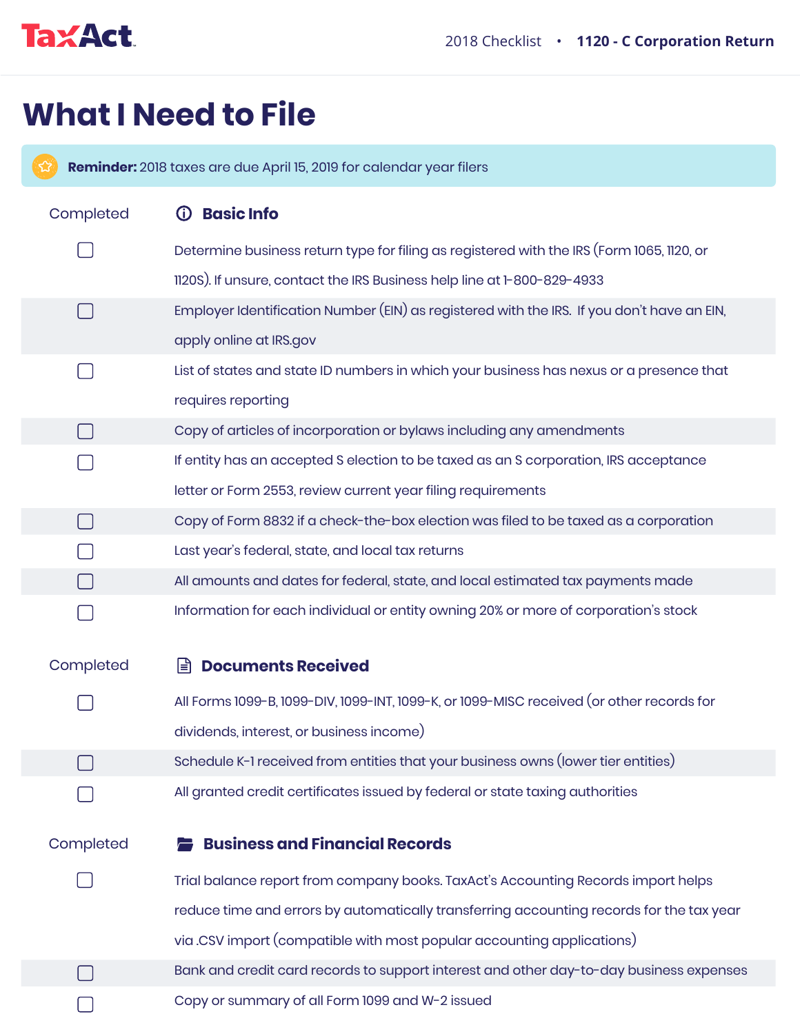# What I Need to File

**Reminder:** 2018 taxes are due April 15, 2019 for calendar year filers

## Basic Info

| Completed | Basic Info |
|---|---|
| ☐ | Determine business return type for filing as registered with the IRS (Form 1065, 1120, or 1120S). If unsure, contact the IRS Business help line at 1-800-829-4933 |
| ☐ | Employer Identification Number (EIN) as registered with the IRS. If you don't have an EIN, apply online at IRS.gov |
| ☐ | List of states and state ID numbers in which your business has nexus or a presence that requires reporting |
| ☐ | Copy of articles of incorporation or bylaws including any amendments |
| ☐ | If entity has an accepted S election to be taxed as an S corporation, IRS acceptance letter or Form 2553, review current year filing requirements |
| ☐ | Copy of Form 8832 if a check-the-box election was filed to be taxed as a corporation |
| ☐ | Last year's federal, state, and local tax returns |
| ☐ | All amounts and dates for federal, state, and local estimated tax payments made |
| ☐ | Information for each individual or entity owning 20% or more of corporation's stock |

## Documents Received

| Completed | Documents Received |
|---|---|
| ☐ | All Forms 1099-B, 1099-DIV, 1099-INT, 1099-K, or 1099-MISC received (or other records for dividends, interest, or business income) |
| ☐ | Schedule K-1 received from entities that your business owns (lower tier entities) |
| ☐ | All granted credit certificates issued by federal or state taxing authorities |

## Business and Financial Records

| Completed | Business and Financial Records |
|---|---|
| ☐ | Trial balance report from company books. TaxAct's Accounting Records import helps reduce time and errors by automatically transferring accounting records for the tax year via .CSV import (compatible with most popular accounting applications) |
| ☐ | Bank and credit card records to support interest and other day-to-day business expenses |
| ☐ | Copy or summary of all Form 1099 and W-2 issued |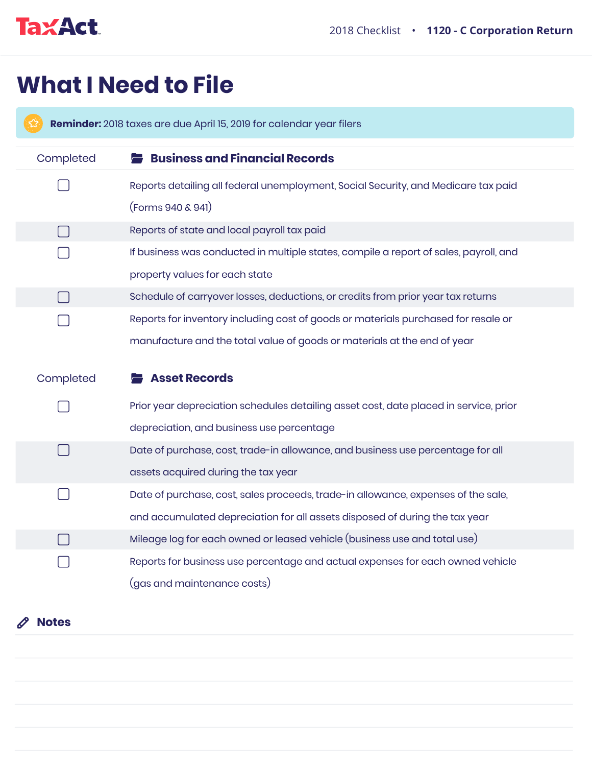# What I Need to File

**Reminder:** 2018 taxes are due April 15, 2019 for calendar year filers

| Completed | Business and Financial Records |
|---|---|
| ☐ | Reports detailing all federal unemployment, Social Security, and Medicare tax paid (Forms 940 & 941) |
| ☐ | Reports of state and local payroll tax paid |
| ☐ | If business was conducted in multiple states, compile a report of sales, payroll, and property values for each state |
| ☐ | Schedule of carryover losses, deductions, or credits from prior year tax returns |
| ☐ | Reports for inventory including cost of goods or materials purchased for resale or manufacture and the total value of goods or materials at the end of year |

| Completed | Asset Records |
|---|---|
| ☐ | Prior year depreciation schedules detailing asset cost, date placed in service, prior depreciation, and business use percentage |
| ☐ | Date of purchase, cost, trade-in allowance, and business use percentage for all assets acquired during the tax year |
| ☐ | Date of purchase, cost, sales proceeds, trade-in allowance, expenses of the sale, and accumulated depreciation for all assets disposed of during the tax year |
| ☐ | Mileage log for each owned or leased vehicle (business use and total use) |
| ☐ | Reports for business use percentage and actual expenses for each owned vehicle (gas and maintenance costs) |

## Notes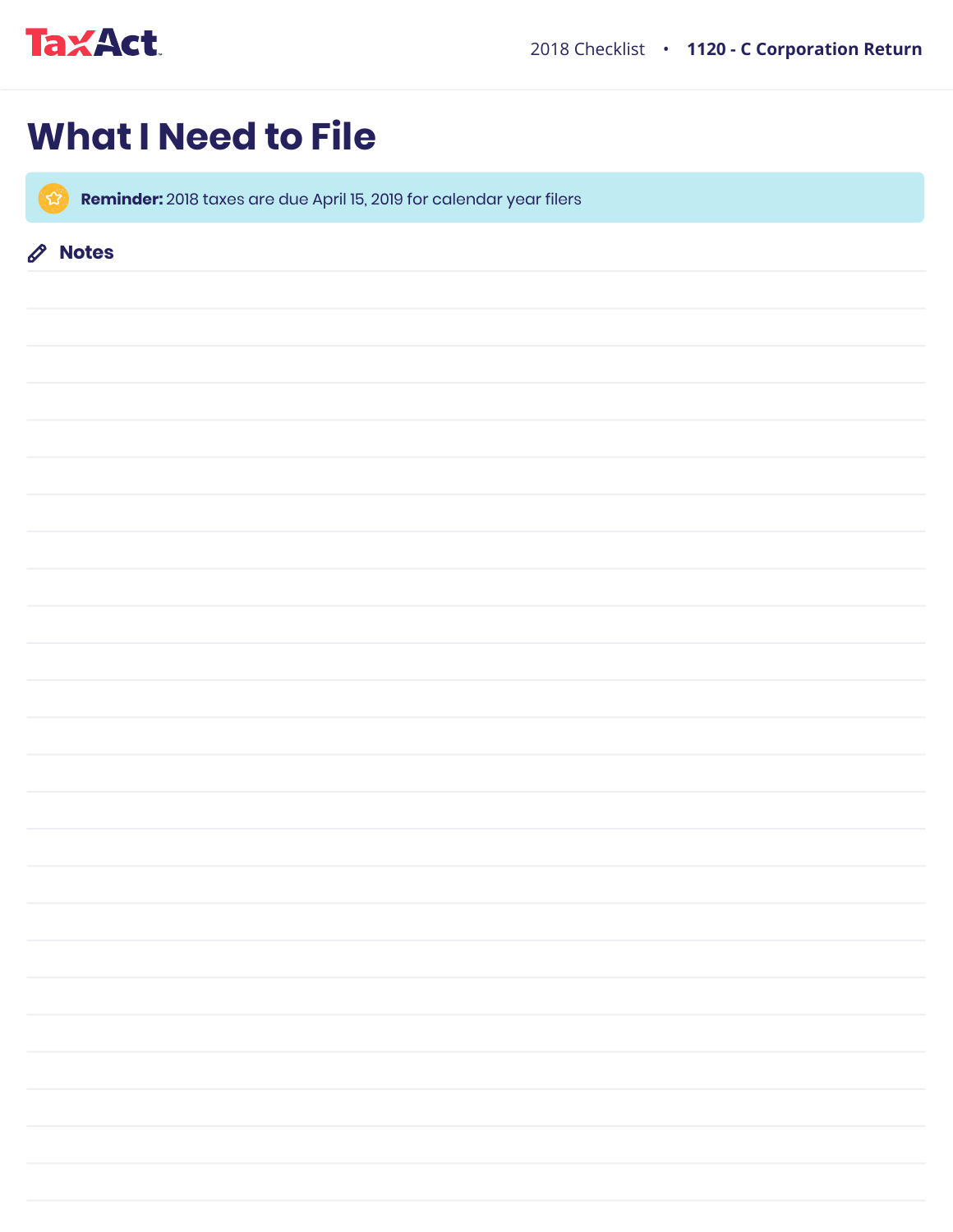# What I Need to File

**Reminder:** 2018 taxes are due April 15, 2019 for calendar year filers

## Notes